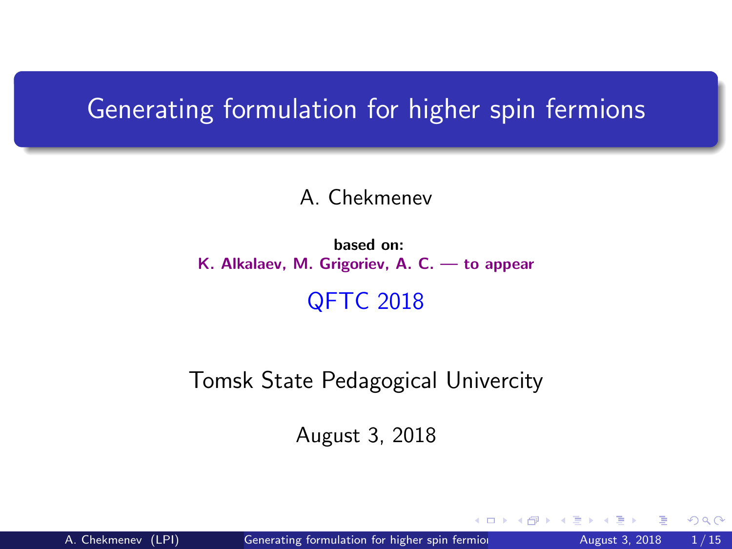# Generating formulation for higher spin fermions

A. Chekmenev

**based on:**
**K. Alkalaev, M. Grigoriev, A. C. — to appear**

QFTC 2018

Tomsk State Pedagogical Univercity

August 3, 2018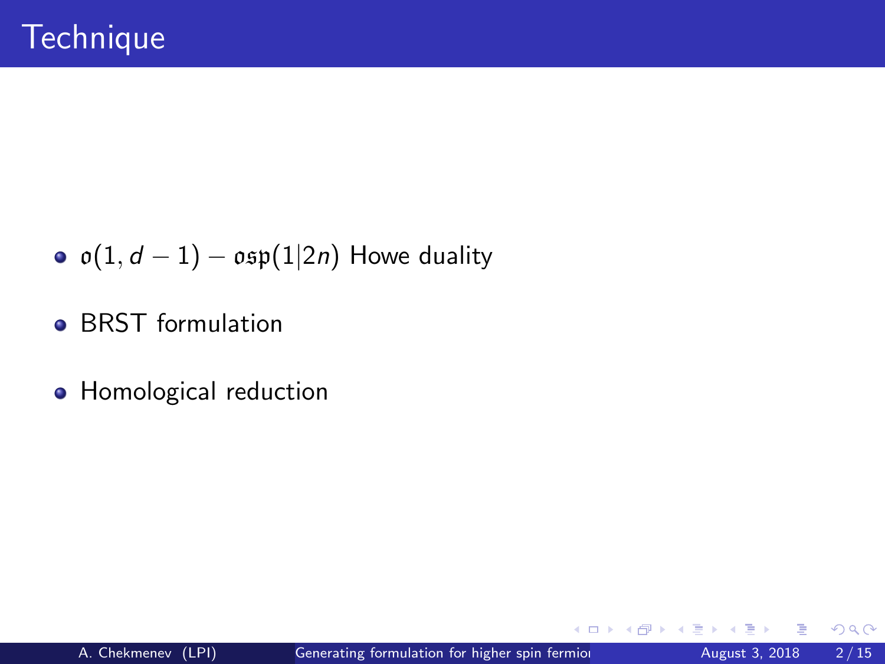# Technique

- $\mathfrak{o}(1, d-1) - \mathfrak{osp}(1|2n)$ Howe duality
- BRST formulation
- Homological reduction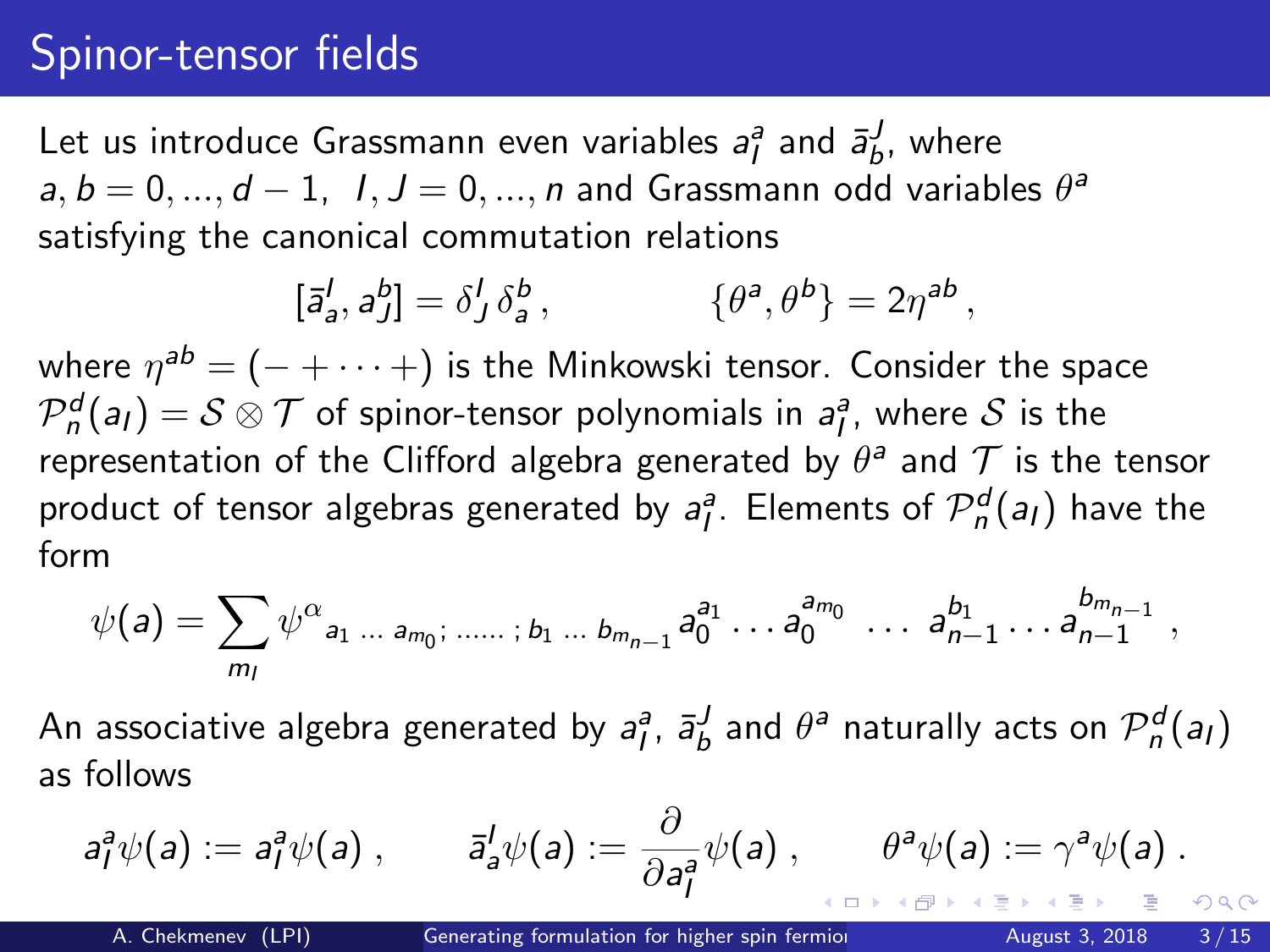# Spinor-tensor fields

Let us introduce Grassmann even variables $a_I^a$ and $\bar{a}_b^J$, where $a, b = 0, ..., d-1, \;\; I, J = 0, ..., n$ and Grassmann odd variables $\theta^a$ satisfying the canonical commutation relations

$$[\bar{a}_a^I, a_J^b] = \delta_J^I \delta_a^b \,, \qquad\qquad \{\theta^a, \theta^b\} = 2\eta^{ab} \,,$$

where $\eta^{ab} = (- + \cdots +)$ is the Minkowski tensor. Consider the space $\mathcal{P}_n^d(a_I) = \mathcal{S} \otimes \mathcal{T}$ of spinor-tensor polynomials in $a_I^a$, where $\mathcal{S}$ is the representation of the Clifford algebra generated by $\theta^a$ and $\mathcal{T}$ is the tensor product of tensor algebras generated by $a_I^a$. Elements of $\mathcal{P}_n^d(a_I)$ have the form

$$\psi(a) = \sum_{m_I} \psi^\alpha{}_{a_1 \, \ldots \, a_{m_0} ; \, \ldots\ldots \, ; \, b_1 \, \ldots \, b_{m_{n-1}}} a_0^{a_1} \ldots a_0^{a_{m_0}} \;\ldots\; a_{n-1}^{b_1} \ldots a_{n-1}^{b_{m_{n-1}}} \,,$$

An associative algebra generated by $a_I^a$, $\bar{a}_b^J$ and $\theta^a$ naturally acts on $\mathcal{P}_n^d(a_I)$ as follows

$$a_I^a \psi(a) := a_I^a \psi(a) \,, \qquad \bar{a}_a^I \psi(a) := \frac{\partial}{\partial a_I^a} \psi(a) \,, \qquad \theta^a \psi(a) := \gamma^a \psi(a) \,.$$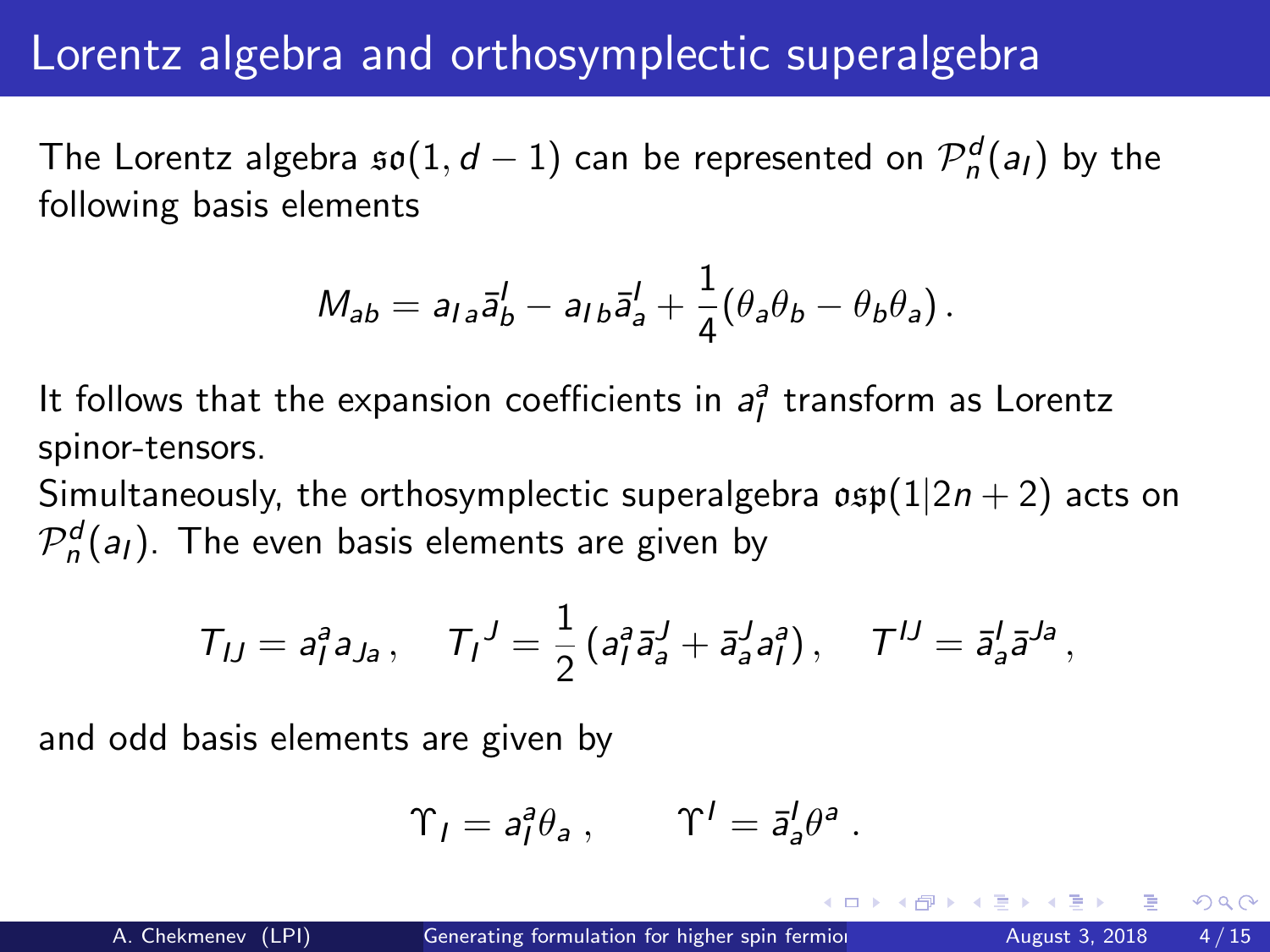# Lorentz algebra and orthosymplectic superalgebra

The Lorentz algebra $\mathfrak{so}(1, d-1)$ can be represented on $\mathcal{P}_n^d(a_I)$ by the following basis elements

$$M_{ab} = a_{I\,a}\bar{a}^I_b - a_{I\,b}\bar{a}^I_a + \frac{1}{4}(\theta_a\theta_b - \theta_b\theta_a)\,.$$

It follows that the expansion coefficients in $a_I^a$ transform as Lorentz spinor-tensors.

Simultaneously, the orthosymplectic superalgebra $\mathfrak{osp}(1|2n+2)$ acts on $\mathcal{P}_n^d(a_I)$. The even basis elements are given by

$$T_{IJ} = a_I^a a_{Ja}\,, \quad T_I{}^J = \frac{1}{2}\left(a_I^a\bar{a}_a^J + \bar{a}_a^J a_I^a\right), \quad T^{IJ} = \bar{a}_a^I\bar{a}^{Ja}\,,$$

and odd basis elements are given by

$$\Upsilon_I = a_I^a\theta_a\,, \qquad \Upsilon^I = \bar{a}_a^I\theta^a\,.$$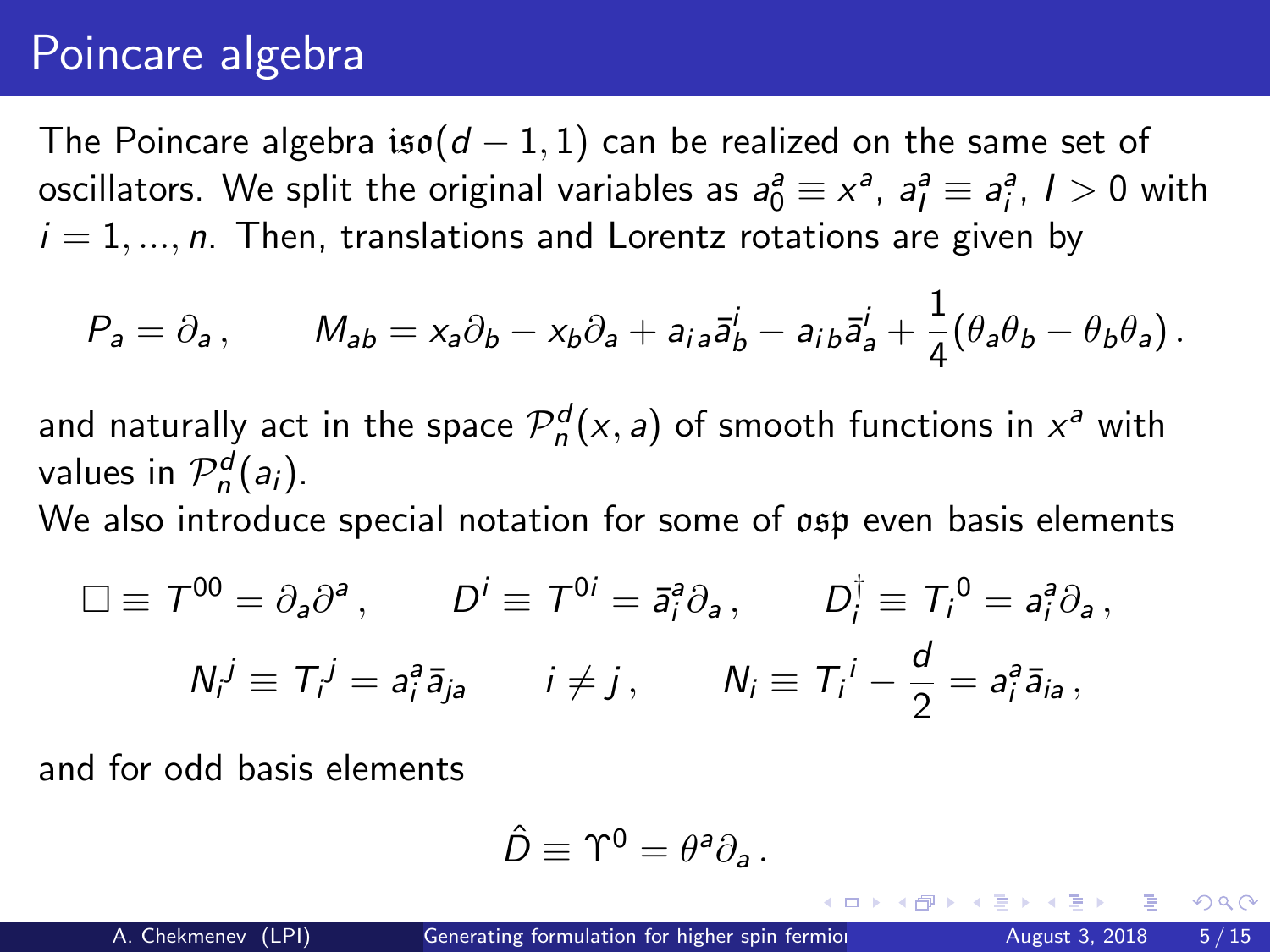# Poincare algebra

The Poincare algebra $\mathfrak{iso}(d-1,1)$ can be realized on the same set of oscillators. We split the original variables as $a_0^a \equiv x^a$, $a_I^a \equiv a_i^a$, $I > 0$ with $i = 1, ..., n$. Then, translations and Lorentz rotations are given by

$$P_a = \partial_a \,, \qquad M_{ab} = x_a \partial_b - x_b \partial_a + a_{i\,a} \bar{a}^i_b - a_{i\,b} \bar{a}^i_a + \frac{1}{4}(\theta_a \theta_b - \theta_b \theta_a) \,.$$

and naturally act in the space $\mathcal{P}_n^d(x, a)$ of smooth functions in $x^a$ with values in $\mathcal{P}_n^d(a_i)$.

We also introduce special notation for some of $\mathfrak{osp}$ even basis elements

$$\Box \equiv T^{00} = \partial_a \partial^a \,, \qquad D^i \equiv T^{0i} = \bar{a}^a_i \partial_a \,, \qquad D_i^\dagger \equiv T_i{}^0 = a_i^a \partial_a \,,$$

$$N_i^j \equiv T_i{}^j = a_i^a \bar{a}_{ja} \qquad i \neq j \,, \qquad N_i \equiv T_i{}^i - \frac{d}{2} = a_i^a \bar{a}_{ia} \,,$$

and for odd basis elements

$$\hat{D} \equiv \Upsilon^0 = \theta^a \partial_a \,.$$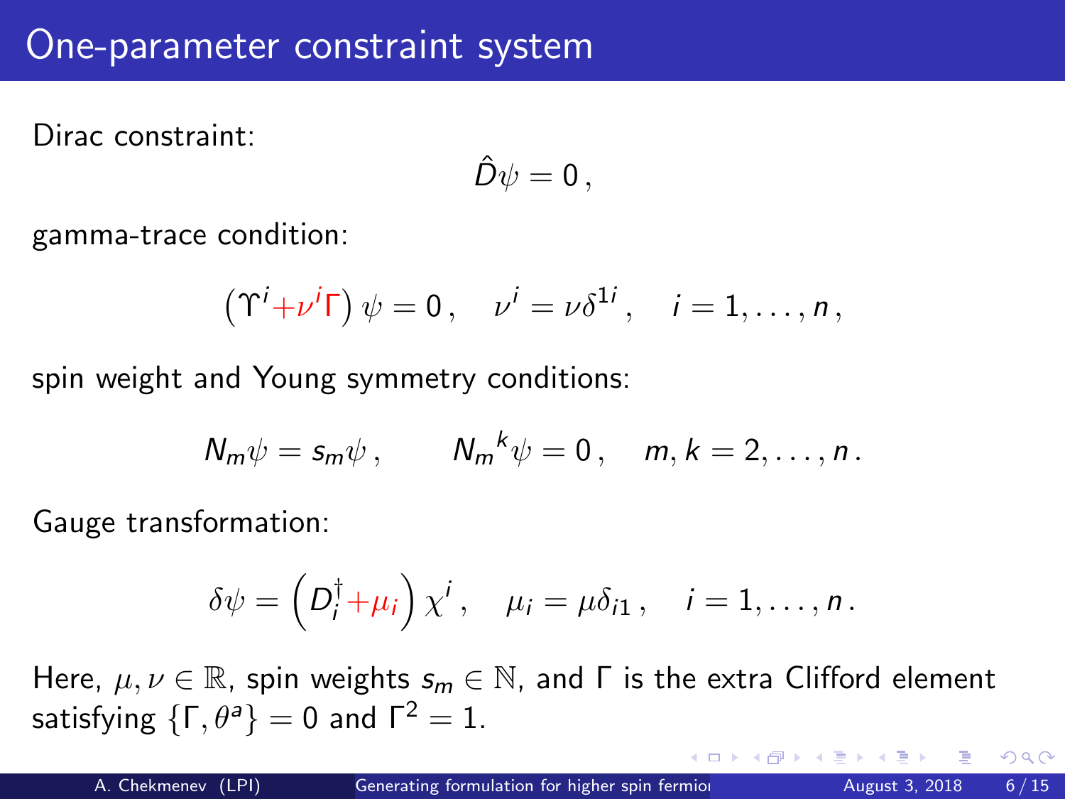# One-parameter constraint system

Dirac constraint:

$$\hat{D}\psi = 0\,,$$

gamma-trace condition:

$$\left(\Upsilon^i + \nu^i \Gamma\right)\psi = 0\,, \quad \nu^i = \nu\delta^{1i}\,, \quad i = 1,\ldots,n\,,$$

spin weight and Young symmetry conditions:

$$N_m\psi = s_m\psi\,, \qquad {N_m}^k\psi = 0\,, \quad m,k = 2,\ldots,n\,.$$

Gauge transformation:

$$\delta\psi = \left(D_i^\dagger + \mu_i\right)\chi^i\,, \quad \mu_i = \mu\delta_{i1}\,, \quad i = 1,\ldots,n\,.$$

Here, $\mu,\nu \in \mathbb{R}$, spin weights $s_m \in \mathbb{N}$, and $\Gamma$ is the extra Clifford element satisfying $\{\Gamma,\theta^a\} = 0$ and $\Gamma^2 = 1$.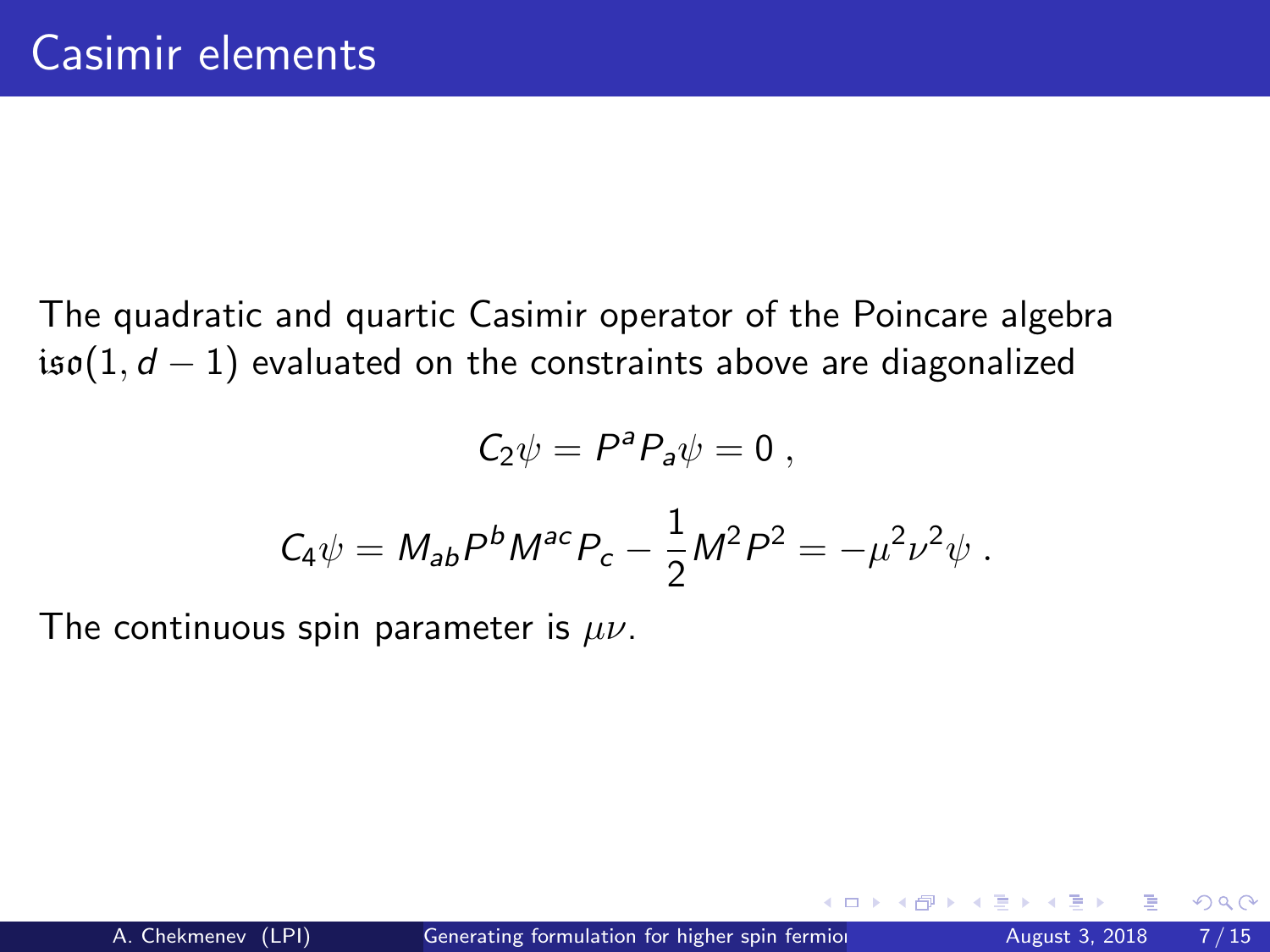# Casimir elements

The quadratic and quartic Casimir operator of the Poincare algebra $\mathfrak{iso}(1, d-1)$ evaluated on the constraints above are diagonalized

$$C_2\psi = P^a P_a \psi = 0 \ ,$$

$$C_4\psi = M_{ab}P^b M^{ac} P_c - \frac{1}{2} M^2 P^2 = -\mu^2\nu^2\psi \ .$$

The continuous spin parameter is $\mu\nu$.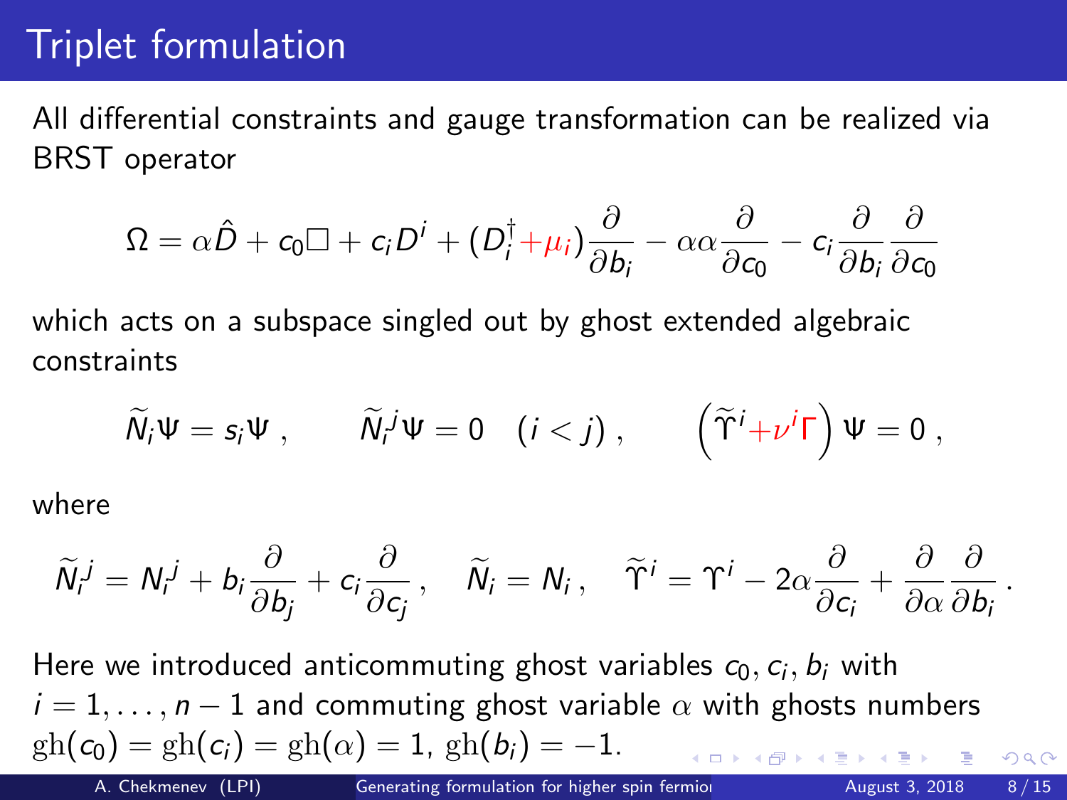# Triplet formulation

All differential constraints and gauge transformation can be realized via BRST operator

$$\Omega = \alpha \hat{D} + c_0 \Box + c_i D^i + (D_i^\dagger + \mu_i)\frac{\partial}{\partial b_i} - \alpha\alpha\frac{\partial}{\partial c_0} - c_i \frac{\partial}{\partial b_i}\frac{\partial}{\partial c_0}$$

which acts on a subspace singled out by ghost extended algebraic constraints

$$\widetilde{N}_i \Psi = s_i \Psi \,, \qquad \widetilde{N}_i{}^j \Psi = 0 \quad (i<j)\,, \qquad \left(\widetilde{\Upsilon}^i + \nu^i \Gamma\right)\Psi = 0\,,$$

where

$$\widetilde{N}_i{}^j = N_i{}^j + b_i \frac{\partial}{\partial b_j} + c_i \frac{\partial}{\partial c_j}\,, \quad \widetilde{N}_i = N_i\,, \quad \widetilde{\Upsilon}^i = \Upsilon^i - 2\alpha\frac{\partial}{\partial c_i} + \frac{\partial}{\partial \alpha}\frac{\partial}{\partial b_i}\,.$$

Here we introduced anticommuting ghost variables $c_0, c_i, b_i$ with $i = 1, \ldots, n-1$ and commuting ghost variable $\alpha$ with ghosts numbers $\mathrm{gh}(c_0) = \mathrm{gh}(c_i) = \mathrm{gh}(\alpha) = 1$, $\mathrm{gh}(b_i) = -1$.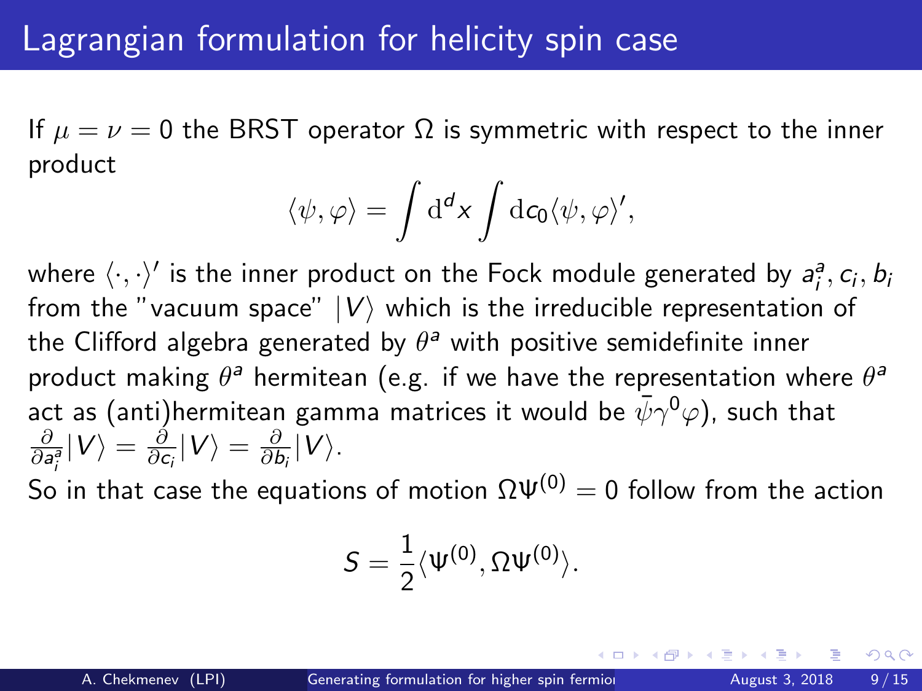# Lagrangian formulation for helicity spin case

If $\mu = \nu = 0$ the BRST operator $\Omega$ is symmetric with respect to the inner product

$$\langle \psi, \varphi \rangle = \int \mathrm{d}^d x \int \mathrm{d}c_0 \langle \psi, \varphi \rangle',$$

where $\langle \cdot, \cdot \rangle'$ is the inner product on the Fock module generated by $a_i^a, c_i, b_i$ from the "vacuum space" $|V\rangle$ which is the irreducible representation of the Clifford algebra generated by $\theta^a$ with positive semidefinite inner product making $\theta^a$ hermitean (e.g. if we have the representation where $\theta^a$ act as (anti)hermitean gamma matrices it would be $\bar{\psi}\gamma^0\varphi$), such that $\frac{\partial}{\partial a_i^a}|V\rangle = \frac{\partial}{\partial c_i}|V\rangle = \frac{\partial}{\partial b_i}|V\rangle$.

So in that case the equations of motion $\Omega\Psi^{(0)} = 0$ follow from the action

$$S = \frac{1}{2}\langle \Psi^{(0)}, \Omega\Psi^{(0)} \rangle.$$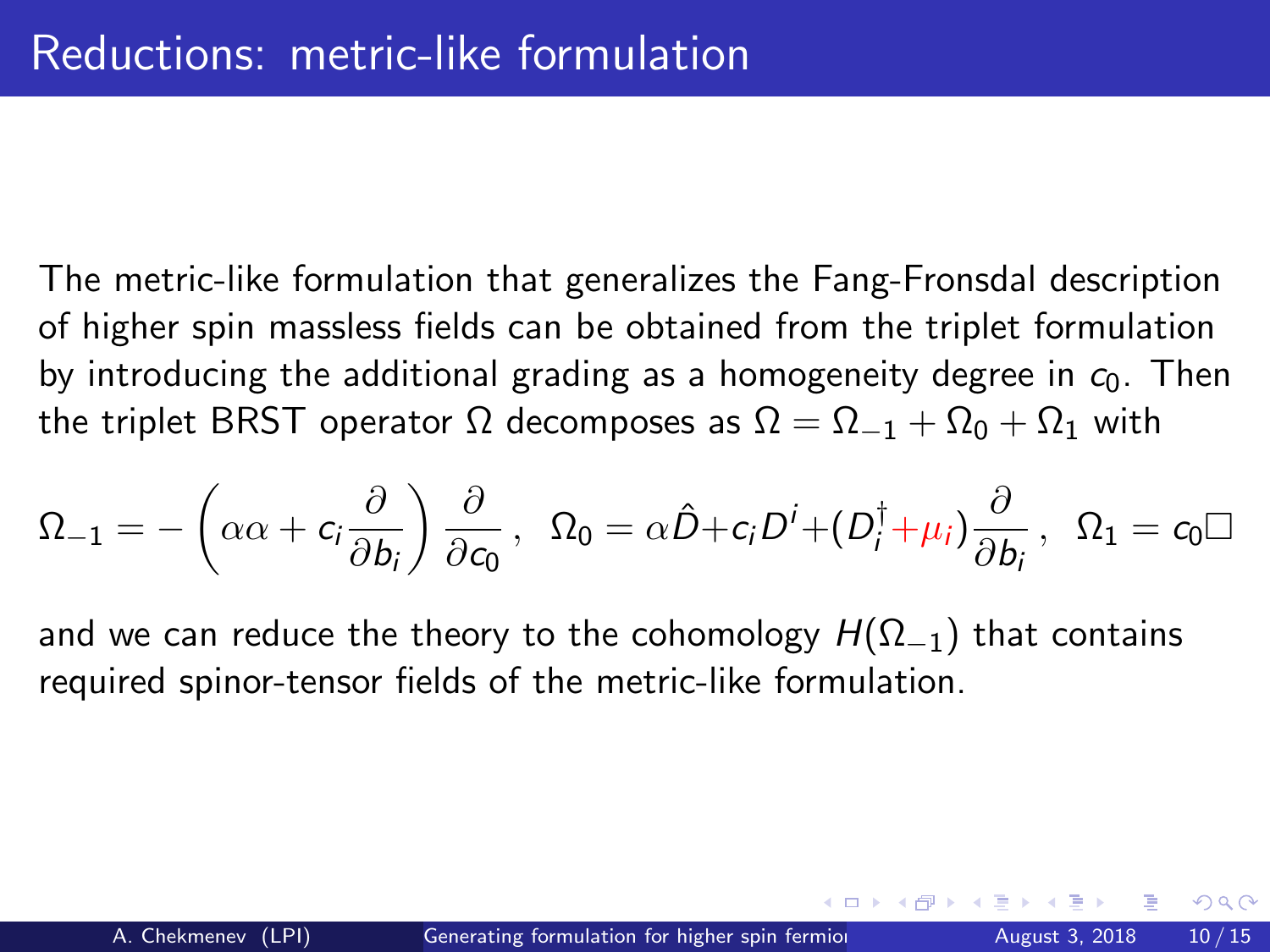# Reductions: metric-like formulation

The metric-like formulation that generalizes the Fang-Fronsdal description of higher spin massless fields can be obtained from the triplet formulation by introducing the additional grading as a homogeneity degree in $c_0$. Then the triplet BRST operator $\Omega$ decomposes as $\Omega = \Omega_{-1} + \Omega_0 + \Omega_1$ with

$$\Omega_{-1} = -\left(\alpha\alpha + c_i \frac{\partial}{\partial b_i}\right) \frac{\partial}{\partial c_0}\,, \quad \Omega_0 = \alpha \hat{D} + c_i D^i + (D_i^\dagger + \mu_i)\frac{\partial}{\partial b_i}\,, \quad \Omega_1 = c_0 \Box$$

and we can reduce the theory to the cohomology $H(\Omega_{-1})$ that contains required spinor-tensor fields of the metric-like formulation.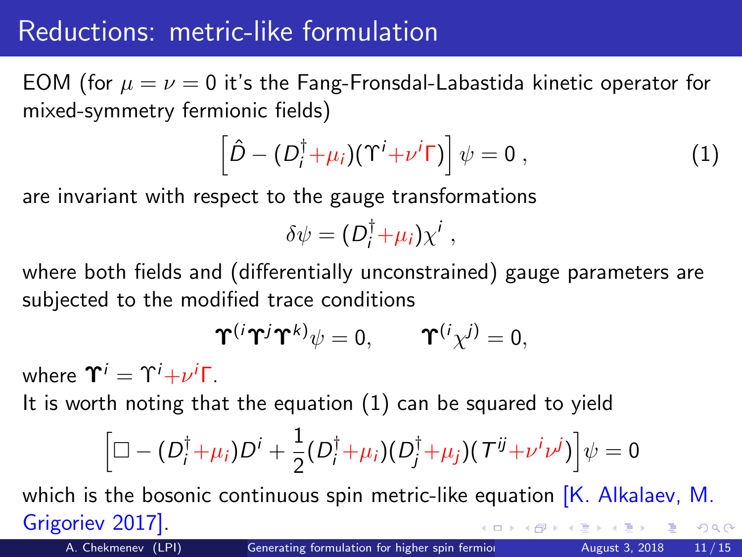# Reductions: metric-like formulation

EOM (for $\mu = \nu = 0$ it's the Fang-Fronsdal-Labastida kinetic operator for mixed-symmetry fermionic fields)

$$\left[\hat{D} - (D_i^\dagger + \mu_i)(\Upsilon^i + \nu^i \Gamma)\right]\psi = 0\,, \tag{1}$$

are invariant with respect to the gauge transformations

$$\delta\psi = (D_i^\dagger + \mu_i)\chi^i\,,$$

where both fields and (differentially unconstrained) gauge parameters are subjected to the modified trace conditions

$$\boldsymbol{\Upsilon}^{(i}\boldsymbol{\Upsilon}^{j}\boldsymbol{\Upsilon}^{k)}\psi = 0, \qquad \boldsymbol{\Upsilon}^{(i}\chi^{j)} = 0,$$

where $\boldsymbol{\Upsilon}^i = \Upsilon^i + \nu^i\Gamma$.

It is worth noting that the equation (1) can be squared to yield

$$\left[\Box - (D_i^\dagger + \mu_i)D^i + \frac{1}{2}(D_i^\dagger + \mu_i)(D_j^\dagger + \mu_j)(T^{ij} + \nu^i\nu^j)\right]\psi = 0$$

which is the bosonic continuous spin metric-like equation [K. Alkalaev, M. Grigoriev 2017].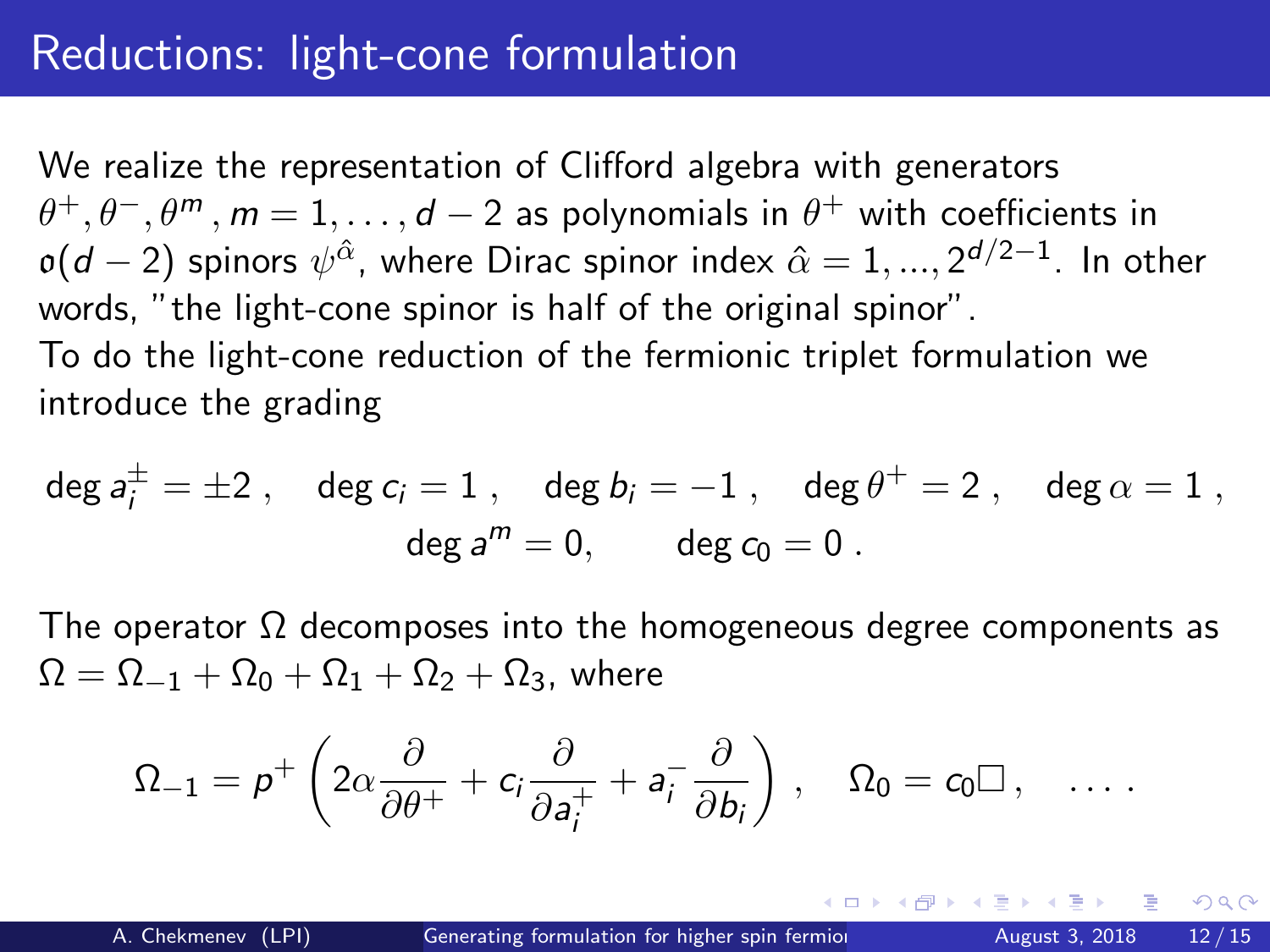# Reductions: light-cone formulation

We realize the representation of Clifford algebra with generators $\theta^+, \theta^-, \theta^m$, $m = 1, \ldots, d-2$ as polynomials in $\theta^+$ with coefficients in $\mathfrak{o}(d-2)$ spinors $\psi^{\hat{\alpha}}$, where Dirac spinor index $\hat{\alpha} = 1, ..., 2^{d/2-1}$. In other words, "the light-cone spinor is half of the original spinor".

To do the light-cone reduction of the fermionic triplet formulation we introduce the grading

$$
\deg a_i^{\pm} = \pm 2\,, \quad \deg c_i = 1\,, \quad \deg b_i = -1\,, \quad \deg \theta^+ = 2\,, \quad \deg \alpha = 1\,,
$$
$$
\deg a^m = 0, \qquad \deg c_0 = 0\,.
$$

The operator $\Omega$ decomposes into the homogeneous degree components as $\Omega = \Omega_{-1} + \Omega_0 + \Omega_1 + \Omega_2 + \Omega_3$, where

$$
\Omega_{-1} = p^+ \left( 2\alpha \frac{\partial}{\partial \theta^+} + c_i \frac{\partial}{\partial a_i^+} + a_i^- \frac{\partial}{\partial b_i} \right)\,, \quad \Omega_0 = c_0 \Box\,, \quad \ldots\,.
$$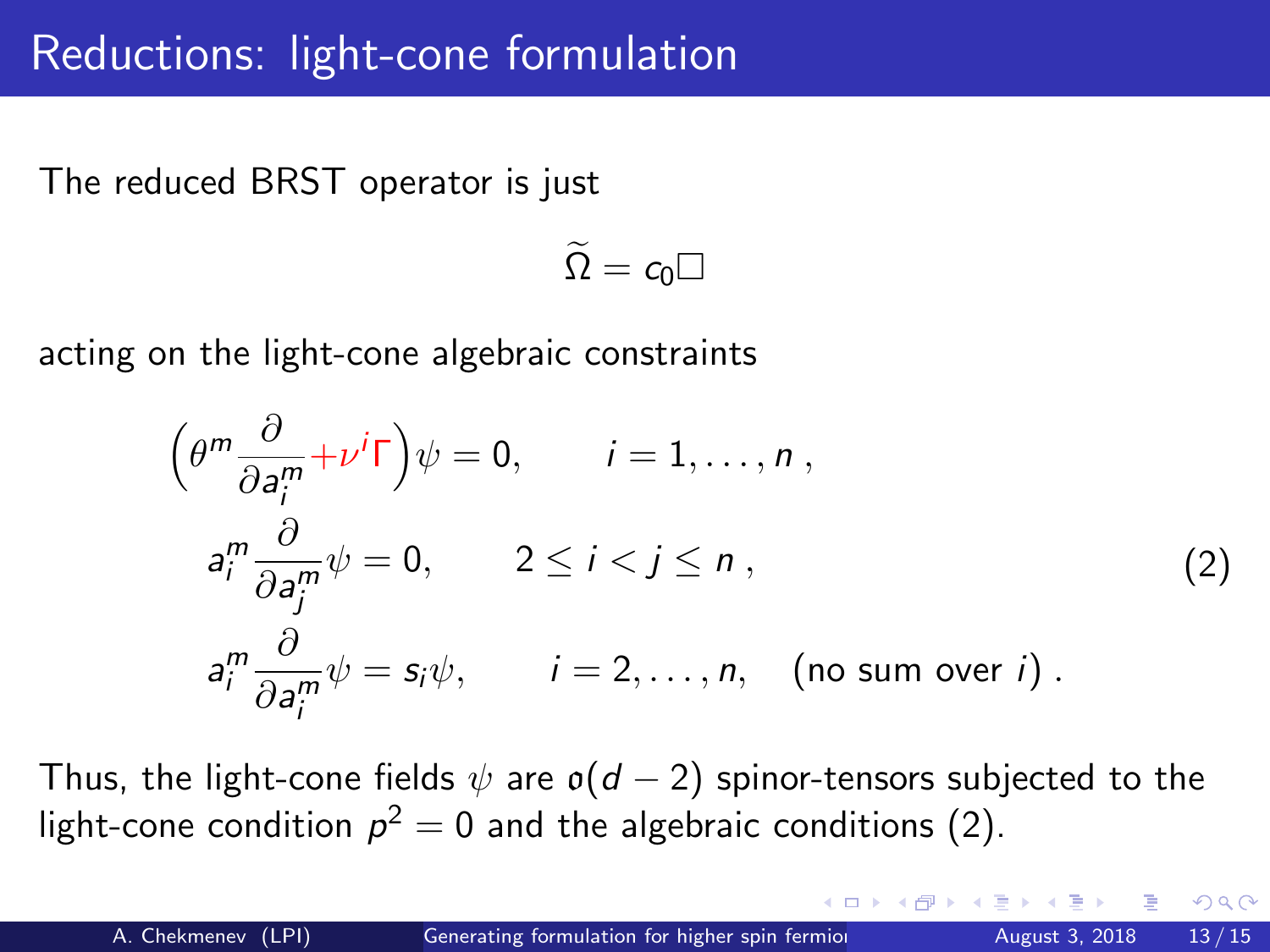# Reductions: light-cone formulation

The reduced BRST operator is just

$$\widetilde{\Omega} = c_0 \Box$$

acting on the light-cone algebraic constraints

$$
\begin{aligned}
&\Big(\theta^m \frac{\partial}{\partial a_i^m} + \nu^i \Gamma\Big)\psi = 0, \qquad i = 1, \ldots, n\,, \\
&a_i^m \frac{\partial}{\partial a_j^m}\psi = 0, \qquad 2 \leq i < j \leq n\,, \\
&a_i^m \frac{\partial}{\partial a_i^m}\psi = s_i \psi, \qquad i = 2, \ldots, n, \quad \text{(no sum over } i\text{)}\,.
\end{aligned}
\tag{2}
$$

Thus, the light-cone fields $\psi$ are $\mathfrak{o}(d-2)$ spinor-tensors subjected to the light-cone condition $p^2 = 0$ and the algebraic conditions (2).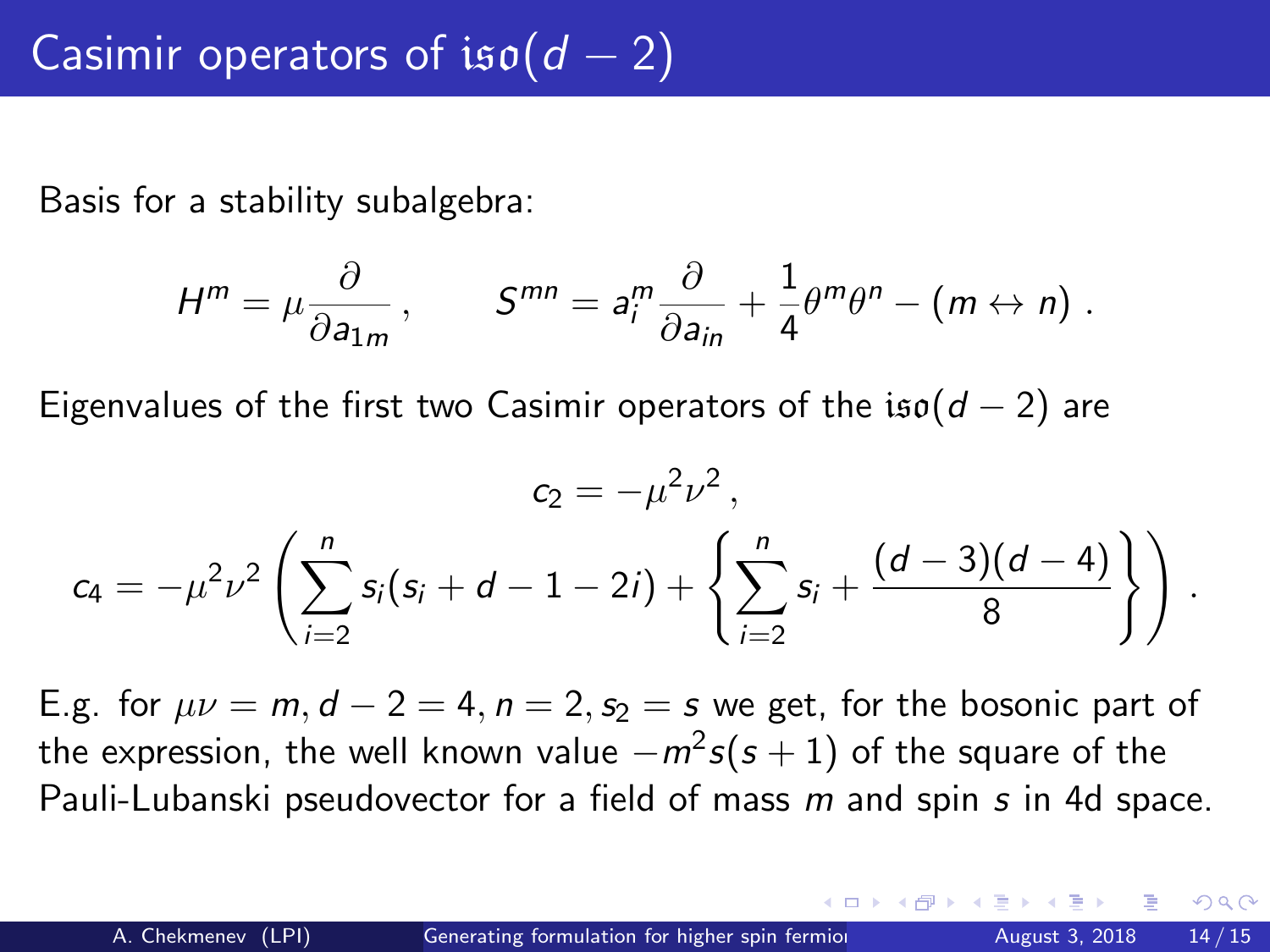# Casimir operators of $\mathfrak{iso}(d-2)$

Basis for a stability subalgebra:

$$H^m = \mu \frac{\partial}{\partial a_{1m}}\,, \qquad S^{mn} = a_i^m \frac{\partial}{\partial a_{in}} + \frac{1}{4}\theta^m\theta^n - (m \leftrightarrow n)\,.$$

Eigenvalues of the first two Casimir operators of the $\mathfrak{iso}(d-2)$ are

$$c_2 = -\mu^2\nu^2\,,$$

$$c_4 = -\mu^2\nu^2 \left( \sum_{i=2}^{n} s_i(s_i + d - 1 - 2i) + \left\{ \sum_{i=2}^{n} s_i + \frac{(d-3)(d-4)}{8} \right\} \right)\,.$$

E.g. for $\mu\nu = m, d-2 = 4, n = 2, s_2 = s$ we get, for the bosonic part of the expression, the well known value $-m^2 s(s+1)$ of the square of the Pauli-Lubanski pseudovector for a field of mass $m$ and spin $s$ in 4d space.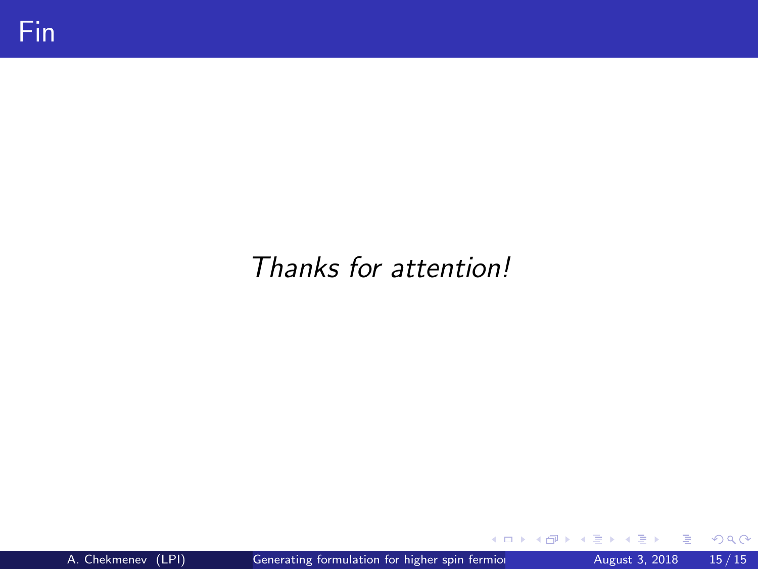# Fin

*Thanks for attention!*